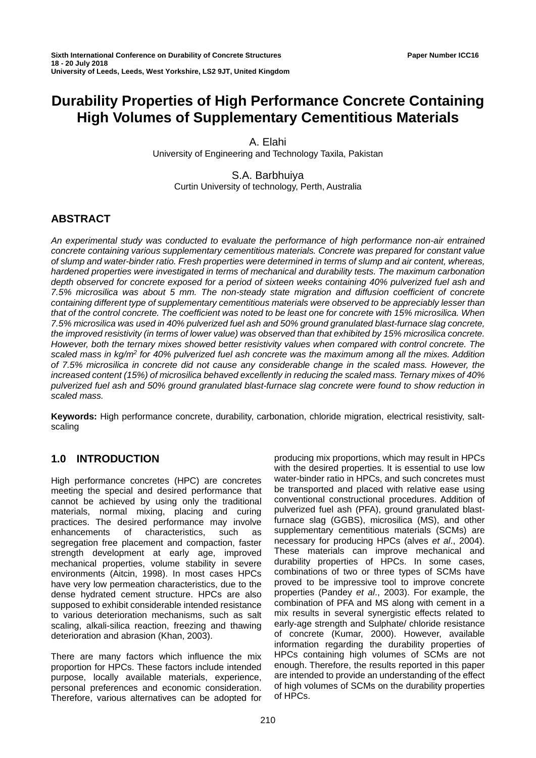Sixth International Conference on Durability of Concrete Structures
18 - 20 July 2018
University of Leeds, Leeds, West Yorkshire, LS2 9JT, United Kingdom

Paper Number ICC16

# Durability Properties of High Performance Concrete Containing High Volumes of Supplementary Cementitious Materials

A. Elahi
University of Engineering and Technology Taxila, Pakistan

S.A. Barbhuiya
Curtin University of technology, Perth, Australia

## ABSTRACT

*An experimental study was conducted to evaluate the performance of high performance non-air entrained concrete containing various supplementary cementitious materials. Concrete was prepared for constant value of slump and water-binder ratio. Fresh properties were determined in terms of slump and air content, whereas, hardened properties were investigated in terms of mechanical and durability tests. The maximum carbonation depth observed for concrete exposed for a period of sixteen weeks containing 40% pulverized fuel ash and 7.5% microsilica was about 5 mm. The non-steady state migration and diffusion coefficient of concrete containing different type of supplementary cementitious materials were observed to be appreciably lesser than that of the control concrete. The coefficient was noted to be least one for concrete with 15% microsilica. When 7.5% microsilica was used in 40% pulverized fuel ash and 50% ground granulated blast-furnace slag concrete, the improved resistivity (in terms of lower value) was observed than that exhibited by 15% microsilica concrete. However, both the ternary mixes showed better resistivity values when compared with control concrete. The scaled mass in kg/m$^2$ for 40% pulverized fuel ash concrete was the maximum among all the mixes. Addition of 7.5% microsilica in concrete did not cause any considerable change in the scaled mass. However, the increased content (15%) of microsilica behaved excellently in reducing the scaled mass. Ternary mixes of 40% pulverized fuel ash and 50% ground granulated blast-furnace slag concrete were found to show reduction in scaled mass.*

**Keywords:** High performance concrete, durability, carbonation, chloride migration, electrical resistivity, salt-scaling

## 1.0 INTRODUCTION

High performance concretes (HPC) are concretes meeting the special and desired performance that cannot be achieved by using only the traditional materials, normal mixing, placing and curing practices. The desired performance may involve enhancements of characteristics, such as segregation free placement and compaction, faster strength development at early age, improved mechanical properties, volume stability in severe environments (Aitcin, 1998). In most cases HPCs have very low permeation characteristics, due to the dense hydrated cement structure. HPCs are also supposed to exhibit considerable intended resistance to various deterioration mechanisms, such as salt scaling, alkali-silica reaction, freezing and thawing deterioration and abrasion (Khan, 2003).

There are many factors which influence the mix proportion for HPCs. These factors include intended purpose, locally available materials, experience, personal preferences and economic consideration. Therefore, various alternatives can be adopted for producing mix proportions, which may result in HPCs with the desired properties. It is essential to use low water-binder ratio in HPCs, and such concretes must be transported and placed with relative ease using conventional constructional procedures. Addition of pulverized fuel ash (PFA), ground granulated blast-furnace slag (GGBS), microsilica (MS), and other supplementary cementitious materials (SCMs) are necessary for producing HPCs (alves *et al*., 2004). These materials can improve mechanical and durability properties of HPCs. In some cases, combinations of two or three types of SCMs have proved to be impressive tool to improve concrete properties (Pandey *et al*., 2003). For example, the combination of PFA and MS along with cement in a mix results in several synergistic effects related to early-age strength and Sulphate/ chloride resistance of concrete (Kumar, 2000). However, available information regarding the durability properties of HPCs containing high volumes of SCMs are not enough. Therefore, the results reported in this paper are intended to provide an understanding of the effect of high volumes of SCMs on the durability properties of HPCs.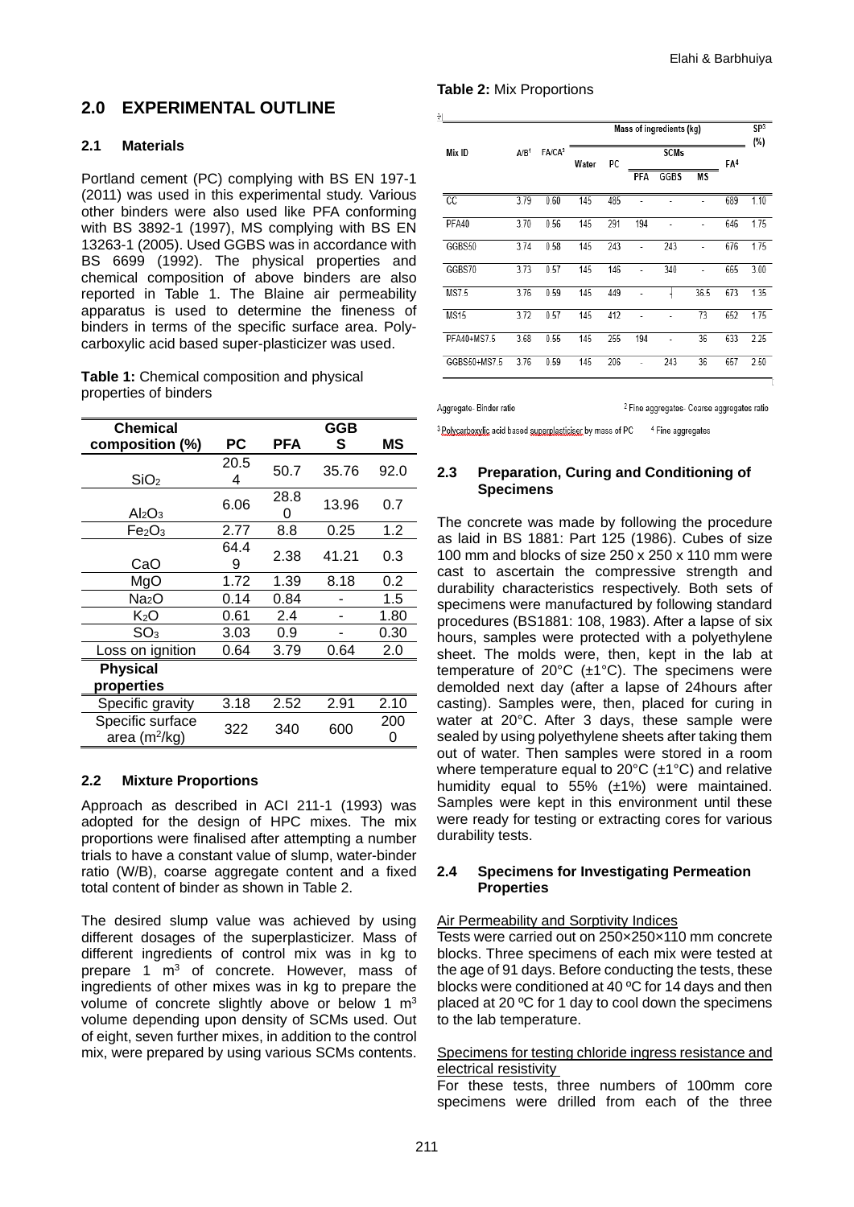## 2.0 EXPERIMENTAL OUTLINE

### 2.1 Materials

Portland cement (PC) complying with BS EN 197-1 (2011) was used in this experimental study. Various other binders were also used like PFA conforming with BS 3892-1 (1997), MS complying with BS EN 13263-1 (2005). Used GGBS was in accordance with BS 6699 (1992). The physical properties and chemical composition of above binders are also reported in Table 1. The Blaine air permeability apparatus is used to determine the fineness of binders in terms of the specific surface area. Poly-carboxylic acid based super-plasticizer was used.

**Table 1:** Chemical composition and physical properties of binders

| Chemical composition (%) | PC | PFA | GGBS | MS |
|---|---|---|---|---|
| $SiO_2$ | 20.54 | 50.7 | 35.76 | 92.0 |
| $Al_2O_3$ | 6.06 | 28.80 | 13.96 | 0.7 |
| $Fe_2O_3$ | 2.77 | 8.8 | 0.25 | 1.2 |
| CaO | 64.49 | 2.38 | 41.21 | 0.3 |
| MgO | 1.72 | 1.39 | 8.18 | 0.2 |
| $Na_2O$ | 0.14 | 0.84 | - | 1.5 |
| $K_2O$ | 0.61 | 2.4 | - | 1.80 |
| $SO_3$ | 3.03 | 0.9 | - | 0.30 |
| Loss on ignition | 0.64 | 3.79 | 0.64 | 2.0 |
| **Physical properties** | | | | |
| Specific gravity | 3.18 | 2.52 | 2.91 | 2.10 |
| Specific surface area ($m^2$/kg) | 322 | 340 | 600 | 2000 |

### 2.2 Mixture Proportions

Approach as described in ACI 211-1 (1993) was adopted for the design of HPC mixes. The mix proportions were finalised after attempting a number trials to have a constant value of slump, water-binder ratio (W/B), coarse aggregate content and a fixed total content of binder as shown in Table 2.

The desired slump value was achieved by using different dosages of the superplasticizer. Mass of different ingredients of control mix was in kg to prepare 1 $m^3$ of concrete. However, mass of ingredients of other mixes was in kg to prepare the volume of concrete slightly above or below 1 $m^3$ volume depending upon density of SCMs used. Out of eight, seven further mixes, in addition to the control mix, were prepared by using various SCMs contents.

**Table 2:** Mix Proportions

| Mix ID | A/B[1] | FA/CA[2] | Mass of ingredients (kg) | | | | | | SP[3] (%) |
|---|---|---|---|---|---|---|---|---|---|
| | | | Water | PC | SCMs | | | FA[4] | |
| | | | | | PFA | GGBS | MS | | |
| CC | 3.79 | 0.60 | 145 | 485 | - | - | - | 689 | 1.10 |
| PFA40 | 3.70 | 0.56 | 145 | 291 | 194 | - | - | 646 | 1.75 |
| GGBS50 | 3.74 | 0.58 | 145 | 243 | - | 243 | - | 676 | 1.75 |
| GGBS70 | 3.73 | 0.57 | 145 | 146 | - | 340 | - | 665 | 3.00 |
| MS7.5 | 3.76 | 0.59 | 145 | 449 | - | - | 36.5 | 673 | 1.35 |
| MS15 | 3.72 | 0.57 | 145 | 412 | - | - | 73 | 652 | 1.75 |
| PFA40+MS7.5 | 3.68 | 0.55 | 145 | 255 | 194 | - | 36 | 633 | 2.25 |
| GGBS50+MS7.5 | 3.76 | 0.59 | 145 | 206 | - | 243 | 36 | 657 | 2.50 |

[1] Aggregate- Binder ratio [2] Fine aggregates- Coarse aggregates ratio
[3] Polycarboxylic acid based superplasticiser by mass of PC [4] Fine aggregates

### 2.3 Preparation, Curing and Conditioning of Specimens

The concrete was made by following the procedure as laid in BS 1881: Part 125 (1986). Cubes of size 100 mm and blocks of size 250 x 250 x 110 mm were cast to ascertain the compressive strength and durability characteristics respectively. Both sets of specimens were manufactured by following standard procedures (BS1881: 108, 1983). After a lapse of six hours, samples were protected with a polyethylene sheet. The molds were, then, kept in the lab at temperature of 20°C (±1°C). The specimens were demolded next day (after a lapse of 24hours after casting). Samples were, then, placed for curing in water at 20°C. After 3 days, these sample were sealed by using polyethylene sheets after taking them out of water. Then samples were stored in a room where temperature equal to 20°C (±1°C) and relative humidity equal to 55% (±1%) were maintained. Samples were kept in this environment until these were ready for testing or extracting cores for various durability tests.

### 2.4 Specimens for Investigating Permeation Properties

Air Permeability and Sorptivity Indices

Tests were carried out on 250×250×110 mm concrete blocks. Three specimens of each mix were tested at the age of 91 days. Before conducting the tests, these blocks were conditioned at 40 ºC for 14 days and then placed at 20 ºC for 1 day to cool down the specimens to the lab temperature.

Specimens for testing chloride ingress resistance and electrical resistivity

For these tests, three numbers of 100mm core specimens were drilled from each of the three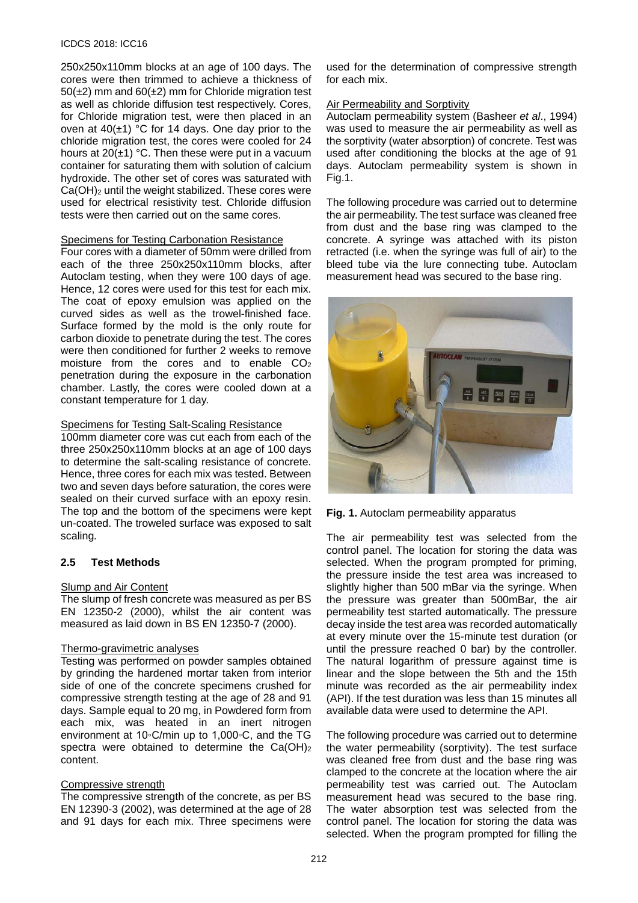250x250x110mm blocks at an age of 100 days. The cores were then trimmed to achieve a thickness of 50(±2) mm and 60(±2) mm for Chloride migration test as well as chloride diffusion test respectively. Cores, for Chloride migration test, were then placed in an oven at 40(±1) °C for 14 days. One day prior to the chloride migration test, the cores were cooled for 24 hours at 20(±1) °C. Then these were put in a vacuum container for saturating them with solution of calcium hydroxide. The other set of cores was saturated with $Ca(OH)_2$ until the weight stabilized. These cores were used for electrical resistivity test. Chloride diffusion tests were then carried out on the same cores.

Specimens for Testing Carbonation Resistance

Four cores with a diameter of 50mm were drilled from each of the three 250x250x110mm blocks, after Autoclam testing, when they were 100 days of age. Hence, 12 cores were used for this test for each mix. The coat of epoxy emulsion was applied on the curved sides as well as the trowel-finished face. Surface formed by the mold is the only route for carbon dioxide to penetrate during the test. The cores were then conditioned for further 2 weeks to remove moisture from the cores and to enable $CO_2$ penetration during the exposure in the carbonation chamber. Lastly, the cores were cooled down at a constant temperature for 1 day.

Specimens for Testing Salt-Scaling Resistance

100mm diameter core was cut each from each of the three 250x250x110mm blocks at an age of 100 days to determine the salt-scaling resistance of concrete. Hence, three cores for each mix was tested. Between two and seven days before saturation, the cores were sealed on their curved surface with an epoxy resin. The top and the bottom of the specimens were kept un-coated. The troweled surface was exposed to salt scaling.

## 2.5 Test Methods

Slump and Air Content

The slump of fresh concrete was measured as per BS EN 12350-2 (2000), whilst the air content was measured as laid down in BS EN 12350-7 (2000).

Thermo-gravimetric analyses

Testing was performed on powder samples obtained by grinding the hardened mortar taken from interior side of one of the concrete specimens crushed for compressive strength testing at the age of 28 and 91 days. Sample equal to 20 mg, in Powdered form from each mix, was heated in an inert nitrogen environment at 10◦C/min up to 1,000◦C, and the TG spectra were obtained to determine the $Ca(OH)_2$ content.

Compressive strength

The compressive strength of the concrete, as per BS EN 12390-3 (2002), was determined at the age of 28 and 91 days for each mix. Three specimens were used for the determination of compressive strength for each mix.

Air Permeability and Sorptivity

Autoclam permeability system (Basheer *et al*., 1994) was used to measure the air permeability as well as the sorptivity (water absorption) of concrete. Test was used after conditioning the blocks at the age of 91 days. Autoclam permeability system is shown in Fig.1.

The following procedure was carried out to determine the air permeability. The test surface was cleaned free from dust and the base ring was clamped to the concrete. A syringe was attached with its piston retracted (i.e. when the syringe was full of air) to the bleed tube via the lure connecting tube. Autoclam measurement head was secured to the base ring.

**Fig. 1.** Autoclam permeability apparatus

The air permeability test was selected from the control panel. The location for storing the data was selected. When the program prompted for priming, the pressure inside the test area was increased to slightly higher than 500 mBar via the syringe. When the pressure was greater than 500mBar, the air permeability test started automatically. The pressure decay inside the test area was recorded automatically at every minute over the 15-minute test duration (or until the pressure reached 0 bar) by the controller. The natural logarithm of pressure against time is linear and the slope between the 5th and the 15th minute was recorded as the air permeability index (API). If the test duration was less than 15 minutes all available data were used to determine the API.

The following procedure was carried out to determine the water permeability (sorptivity). The test surface was cleaned free from dust and the base ring was clamped to the concrete at the location where the air permeability test was carried out. The Autoclam measurement head was secured to the base ring. The water absorption test was selected from the control panel. The location for storing the data was selected. When the program prompted for filling the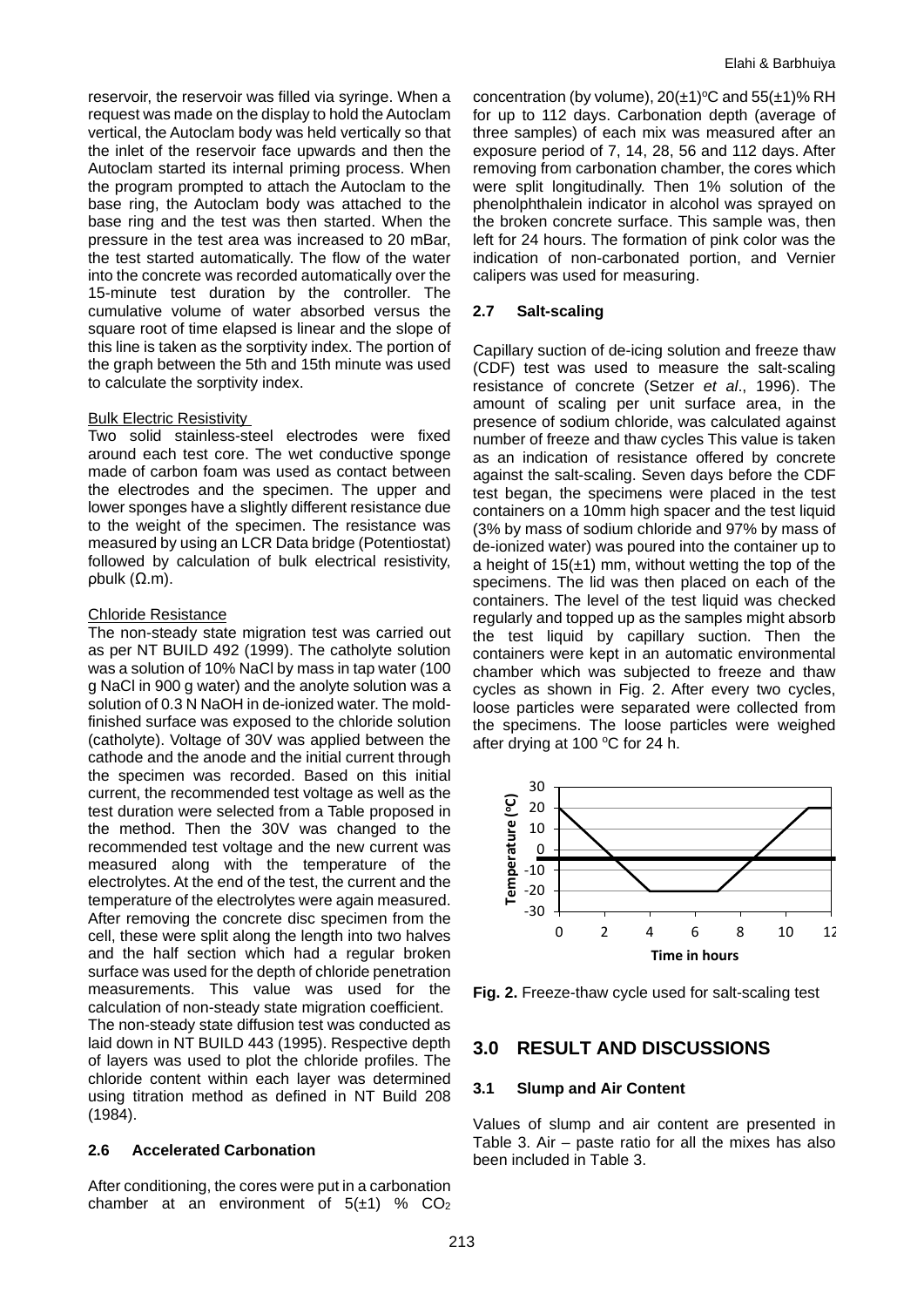reservoir, the reservoir was filled via syringe. When a request was made on the display to hold the Autoclam vertical, the Autoclam body was held vertically so that the inlet of the reservoir face upwards and then the Autoclam started its internal priming process. When the program prompted to attach the Autoclam to the base ring, the Autoclam body was attached to the base ring and the test was then started. When the pressure in the test area was increased to 20 mBar, the test started automatically. The flow of the water into the concrete was recorded automatically over the 15-minute test duration by the controller. The cumulative volume of water absorbed versus the square root of time elapsed is linear and the slope of this line is taken as the sorptivity index. The portion of the graph between the 5th and 15th minute was used to calculate the sorptivity index.

Bulk Electric Resistivity

Two solid stainless-steel electrodes were fixed around each test core. The wet conductive sponge made of carbon foam was used as contact between the electrodes and the specimen. The upper and lower sponges have a slightly different resistance due to the weight of the specimen. The resistance was measured by using an LCR Data bridge (Potentiostat) followed by calculation of bulk electrical resistivity, $\rho_{bulk}$ (Ω.m).

Chloride Resistance

The non-steady state migration test was carried out as per NT BUILD 492 (1999). The catholyte solution was a solution of 10% NaCl by mass in tap water (100 g NaCl in 900 g water) and the anolyte solution was a solution of 0.3 N NaOH in de-ionized water. The mold-finished surface was exposed to the chloride solution (catholyte). Voltage of 30V was applied between the cathode and the anode and the initial current through the specimen was recorded. Based on this initial current, the recommended test voltage as well as the test duration were selected from a Table proposed in the method. Then the 30V was changed to the recommended test voltage and the new current was measured along with the temperature of the electrolytes. At the end of the test, the current and the temperature of the electrolytes were again measured. After removing the concrete disc specimen from the cell, these were split along the length into two halves and the half section which had a regular broken surface was used for the depth of chloride penetration measurements. This value was used for the calculation of non-steady state migration coefficient.
The non-steady state diffusion test was conducted as laid down in NT BUILD 443 (1995). Respective depth of layers was used to plot the chloride profiles. The chloride content within each layer was determined using titration method as defined in NT Build 208 (1984).

### 2.6 Accelerated Carbonation

After conditioning, the cores were put in a carbonation chamber at an environment of 5(±1) % $CO_2$ concentration (by volume), 20(±1)°C and 55(±1)% RH for up to 112 days. Carbonation depth (average of three samples) of each mix was measured after an exposure period of 7, 14, 28, 56 and 112 days. After removing from carbonation chamber, the cores which were split longitudinally. Then 1% solution of the phenolphthalein indicator in alcohol was sprayed on the broken concrete surface. This sample was, then left for 24 hours. The formation of pink color was the indication of non-carbonated portion, and Vernier calipers was used for measuring.

### 2.7 Salt-scaling

Capillary suction of de-icing solution and freeze thaw (CDF) test was used to measure the salt-scaling resistance of concrete (Setzer *et al*., 1996). The amount of scaling per unit surface area, in the presence of sodium chloride, was calculated against number of freeze and thaw cycles This value is taken as an indication of resistance offered by concrete against the salt-scaling. Seven days before the CDF test began, the specimens were placed in the test containers on a 10mm high spacer and the test liquid (3% by mass of sodium chloride and 97% by mass of de-ionized water) was poured into the container up to a height of 15(±1) mm, without wetting the top of the specimens. The lid was then placed on each of the containers. The level of the test liquid was checked regularly and topped up as the samples might absorb the test liquid by capillary suction. Then the containers were kept in an automatic environmental chamber which was subjected to freeze and thaw cycles as shown in Fig. 2. After every two cycles, loose particles were separated were collected from the specimens. The loose particles were weighed after drying at 100 °C for 24 h.

**Fig. 2.** Freeze-thaw cycle used for salt-scaling test

## 3.0 RESULT AND DISCUSSIONS

### 3.1 Slump and Air Content

Values of slump and air content are presented in Table 3. Air – paste ratio for all the mixes has also been included in Table 3.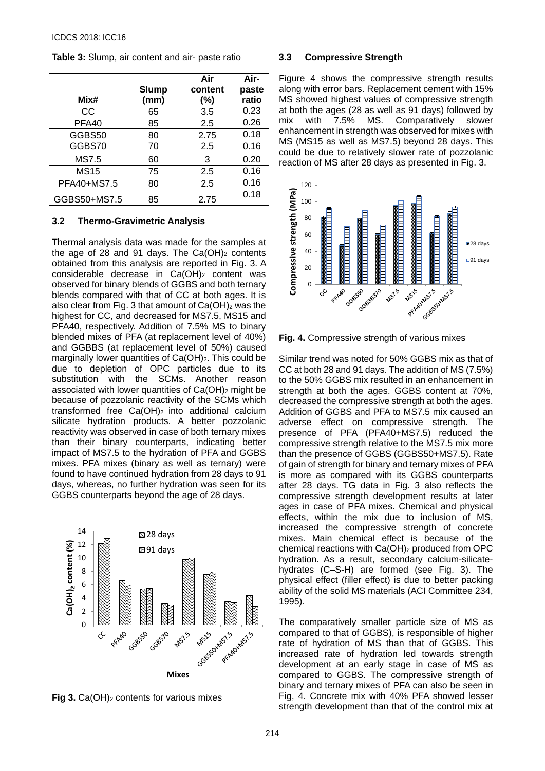**Table 3:** Slump, air content and air- paste ratio

| Mix# | Slump (mm) | Air content (%) | Air-paste ratio |
|---|---|---|---|
| CC | 65 | 3.5 | 0.23 |
| PFA40 | 85 | 2.5 | 0.26 |
| GGBS50 | 80 | 2.75 | 0.18 |
| GGBS70 | 70 | 2.5 | 0.16 |
| MS7.5 | 60 | 3 | 0.20 |
| MS15 | 75 | 2.5 | 0.16 |
| PFA40+MS7.5 | 80 | 2.5 | 0.16 |
| GGBS50+MS7.5 | 85 | 2.75 | 0.18 |

### 3.2 Thermo-Gravimetric Analysis

Thermal analysis data was made for the samples at the age of 28 and 91 days. The $Ca(OH)_2$ contents obtained from this analysis are reported in Fig. 3. A considerable decrease in $Ca(OH)_2$ content was observed for binary blends of GGBS and both ternary blends compared with that of CC at both ages. It is also clear from Fig. 3 that amount of $Ca(OH)_2$ was the highest for CC, and decreased for MS7.5, MS15 and PFA40, respectively. Addition of 7.5% MS to binary blended mixes of PFA (at replacement level of 40%) and GGBBS (at replacement level of 50%) caused marginally lower quantities of $Ca(OH)_2$. This could be due to depletion of OPC particles due to its substitution with the SCMs. Another reason associated with lower quantities of $Ca(OH)_2$ might be because of pozzolanic reactivity of the SCMs which transformed free $Ca(OH)_2$ into additional calcium silicate hydration products. A better pozzolanic reactivity was observed in case of both ternary mixes than their binary counterparts, indicating better impact of MS7.5 to the hydration of PFA and GGBS mixes. PFA mixes (binary as well as ternary) were found to have continued hydration from 28 days to 91 days, whereas, no further hydration was seen for its GGBS counterparts beyond the age of 28 days.

**Fig 3.** $Ca(OH)_2$ contents for various mixes

### 3.3 Compressive Strength

Figure 4 shows the compressive strength results along with error bars. Replacement cement with 15% MS showed highest values of compressive strength at both the ages (28 as well as 91 days) followed by mix with 7.5% MS. Comparatively slower enhancement in strength was observed for mixes with MS (MS15 as well as MS7.5) beyond 28 days. This could be due to relatively slower rate of pozzolanic reaction of MS after 28 days as presented in Fig. 3.

**Fig. 4.** Compressive strength of various mixes

Similar trend was noted for 50% GGBS mix as that of CC at both 28 and 91 days. The addition of MS (7.5%) to the 50% GGBS mix resulted in an enhancement in strength at both the ages. GGBS content at 70%, decreased the compressive strength at both the ages. Addition of GGBS and PFA to MS7.5 mix caused an adverse effect on compressive strength. The presence of PFA (PFA40+MS7.5) reduced the compressive strength relative to the MS7.5 mix more than the presence of GGBS (GGBS50+MS7.5). Rate of gain of strength for binary and ternary mixes of PFA is more as compared with its GGBS counterparts after 28 days. TG data in Fig. 3 also reflects the compressive strength development results at later ages in case of PFA mixes. Chemical and physical effects, within the mix due to inclusion of MS, increased the compressive strength of concrete mixes. Main chemical effect is because of the chemical reactions with $Ca(OH)_2$ produced from OPC hydration. As a result, secondary calcium-silicate-hydrates (C–S-H) are formed (see Fig. 3). The physical effect (filler effect) is due to better packing ability of the solid MS materials (ACI Committee 234, 1995).

The comparatively smaller particle size of MS as compared to that of GGBS), is responsible of higher rate of hydration of MS than that of GGBS. This increased rate of hydration led towards strength development at an early stage in case of MS as compared to GGBS. The compressive strength of binary and ternary mixes of PFA can also be seen in Fig, 4. Concrete mix with 40% PFA showed lesser strength development than that of the control mix at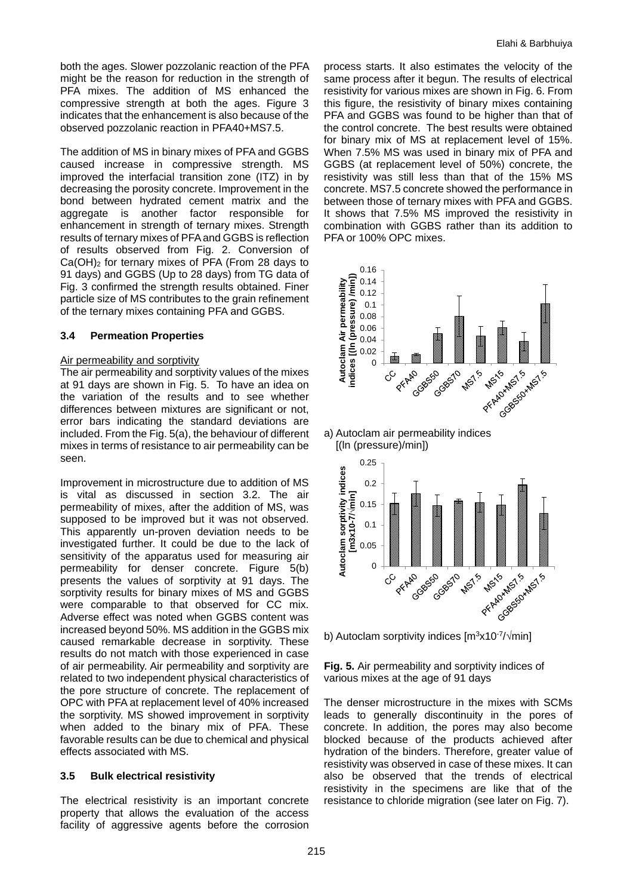both the ages. Slower pozzolanic reaction of the PFA might be the reason for reduction in the strength of PFA mixes. The addition of MS enhanced the compressive strength at both the ages. Figure 3 indicates that the enhancement is also because of the observed pozzolanic reaction in PFA40+MS7.5.

The addition of MS in binary mixes of PFA and GGBS caused increase in compressive strength. MS improved the interfacial transition zone (ITZ) in by decreasing the porosity concrete. Improvement in the bond between hydrated cement matrix and the aggregate is another factor responsible for enhancement in strength of ternary mixes. Strength results of ternary mixes of PFA and GGBS is reflection of results observed from Fig. 2. Conversion of $Ca(OH)_2$ for ternary mixes of PFA (From 28 days to 91 days) and GGBS (Up to 28 days) from TG data of Fig. 3 confirmed the strength results obtained. Finer particle size of MS contributes to the grain refinement of the ternary mixes containing PFA and GGBS.

### 3.4 Permeation Properties

Air permeability and sorptivity

The air permeability and sorptivity values of the mixes at 91 days are shown in Fig. 5. To have an idea on the variation of the results and to see whether differences between mixtures are significant or not, error bars indicating the standard deviations are included. From the Fig. 5(a), the behaviour of different mixes in terms of resistance to air permeability can be seen.

Improvement in microstructure due to addition of MS is vital as discussed in section 3.2. The air permeability of mixes, after the addition of MS, was supposed to be improved but it was not observed. This apparently un-proven deviation needs to be investigated further. It could be due to the lack of sensitivity of the apparatus used for measuring air permeability for denser concrete. Figure 5(b) presents the values of sorptivity at 91 days. The sorptivity results for binary mixes of MS and GGBS were comparable to that observed for CC mix. Adverse effect was noted when GGBS content was increased beyond 50%. MS addition in the GGBS mix caused remarkable decrease in sorptivity. These results do not match with those experienced in case of air permeability. Air permeability and sorptivity are related to two independent physical characteristics of the pore structure of concrete. The replacement of OPC with PFA at replacement level of 40% increased the sorptivity. MS showed improvement in sorptivity when added to the binary mix of PFA. These favorable results can be due to chemical and physical effects associated with MS.

### 3.5 Bulk electrical resistivity

The electrical resistivity is an important concrete property that allows the evaluation of the access facility of aggressive agents before the corrosion process starts. It also estimates the velocity of the same process after it begun. The results of electrical resistivity for various mixes are shown in Fig. 6. From this figure, the resistivity of binary mixes containing PFA and GGBS was found to be higher than that of the control concrete. The best results were obtained for binary mix of MS at replacement level of 15%. When 7.5% MS was used in binary mix of PFA and GGBS (at replacement level of 50%) concrete, the resistivity was still less than that of the 15% MS concrete. MS7.5 concrete showed the performance in between those of ternary mixes with PFA and GGBS. It shows that 7.5% MS improved the resistivity in combination with GGBS rather than its addition to PFA or 100% OPC mixes.

a) Autoclam air permeability indices [(ln (pressure)/min])

b) Autoclam sorptivity indices [$m^3x10^{-7}/\sqrt{min}$]

**Fig. 5.** Air permeability and sorptivity indices of various mixes at the age of 91 days

The denser microstructure in the mixes with SCMs leads to generally discontinuity in the pores of concrete. In addition, the pores may also become blocked because of the products achieved after hydration of the binders. Therefore, greater value of resistivity was observed in case of these mixes. It can also be observed that the trends of electrical resistivity in the specimens are like that of the resistance to chloride migration (see later on Fig. 7).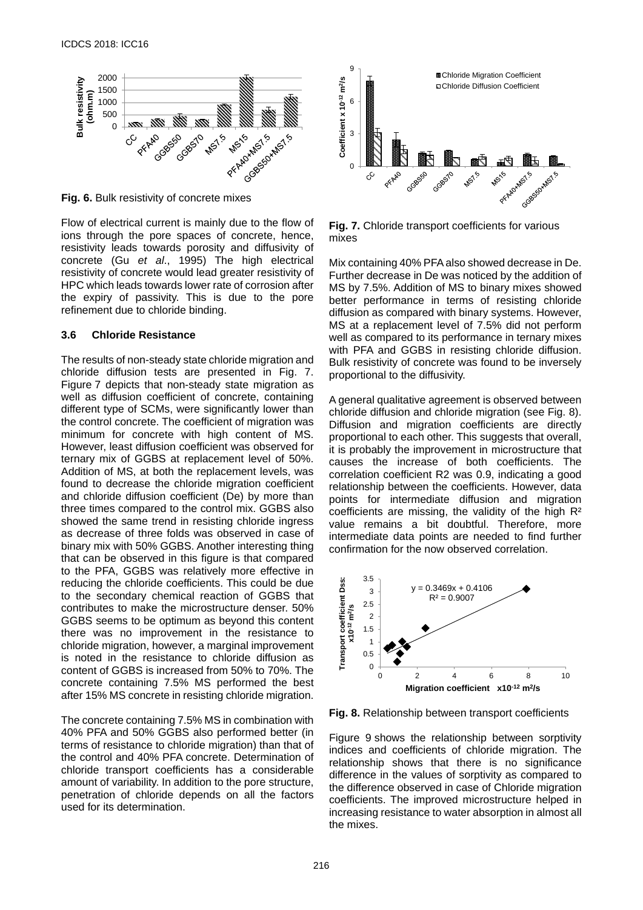Fig. 6. Bulk resistivity of concrete mixes

Flow of electrical current is mainly due to the flow of ions through the pore spaces of concrete, hence, resistivity leads towards porosity and diffusivity of concrete (Gu *et al*., 1995) The high electrical resistivity of concrete would lead greater resistivity of HPC which leads towards lower rate of corrosion after the expiry of passivity. This is due to the pore refinement due to chloride binding.

### 3.6 Chloride Resistance

The results of non-steady state chloride migration and chloride diffusion tests are presented in Fig. 7. Figure 7 depicts that non-steady state migration as well as diffusion coefficient of concrete, containing different type of SCMs, were significantly lower than the control concrete. The coefficient of migration was minimum for concrete with high content of MS. However, least diffusion coefficient was observed for ternary mix of GGBS at replacement level of 50%. Addition of MS, at both the replacement levels, was found to decrease the chloride migration coefficient and chloride diffusion coefficient (De) by more than three times compared to the control mix. GGBS also showed the same trend in resisting chloride ingress as decrease of three folds was observed in case of binary mix with 50% GGBS. Another interesting thing that can be observed in this figure is that compared to the PFA, GGBS was relatively more effective in reducing the chloride coefficients. This could be due to the secondary chemical reaction of GGBS that contributes to make the microstructure denser. 50% GGBS seems to be optimum as beyond this content there was no improvement in the resistance to chloride migration, however, a marginal improvement is noted in the resistance to chloride diffusion as content of GGBS is increased from 50% to 70%. The concrete containing 7.5% MS performed the best after 15% MS concrete in resisting chloride migration.

The concrete containing 7.5% MS in combination with 40% PFA and 50% GGBS also performed better (in terms of resistance to chloride migration) than that of the control and 40% PFA concrete. Determination of chloride transport coefficients has a considerable amount of variability. In addition to the pore structure, penetration of chloride depends on all the factors used for its determination.

Fig. 7. Chloride transport coefficients for various mixes

Mix containing 40% PFA also showed decrease in De. Further decrease in De was noticed by the addition of MS by 7.5%. Addition of MS to binary mixes showed better performance in terms of resisting chloride diffusion as compared with binary systems. However, MS at a replacement level of 7.5% did not perform well as compared to its performance in ternary mixes with PFA and GGBS in resisting chloride diffusion. Bulk resistivity of concrete was found to be inversely proportional to the diffusivity.

A general qualitative agreement is observed between chloride diffusion and chloride migration (see Fig. 8). Diffusion and migration coefficients are directly proportional to each other. This suggests that overall, it is probably the improvement in microstructure that causes the increase of both coefficients. The correlation coefficient R2 was 0.9, indicating a good relationship between the coefficients. However, data points for intermediate diffusion and migration coefficients are missing, the validity of the high $R^2$ value remains a bit doubtful. Therefore, more intermediate data points are needed to find further confirmation for the now observed correlation.

Fig. 8. Relationship between transport coefficients

Figure 9 shows the relationship between sorptivity indices and coefficients of chloride migration. The relationship shows that there is no significance difference in the values of sorptivity as compared to the difference observed in case of Chloride migration coefficients. The improved microstructure helped in increasing resistance to water absorption in almost all the mixes.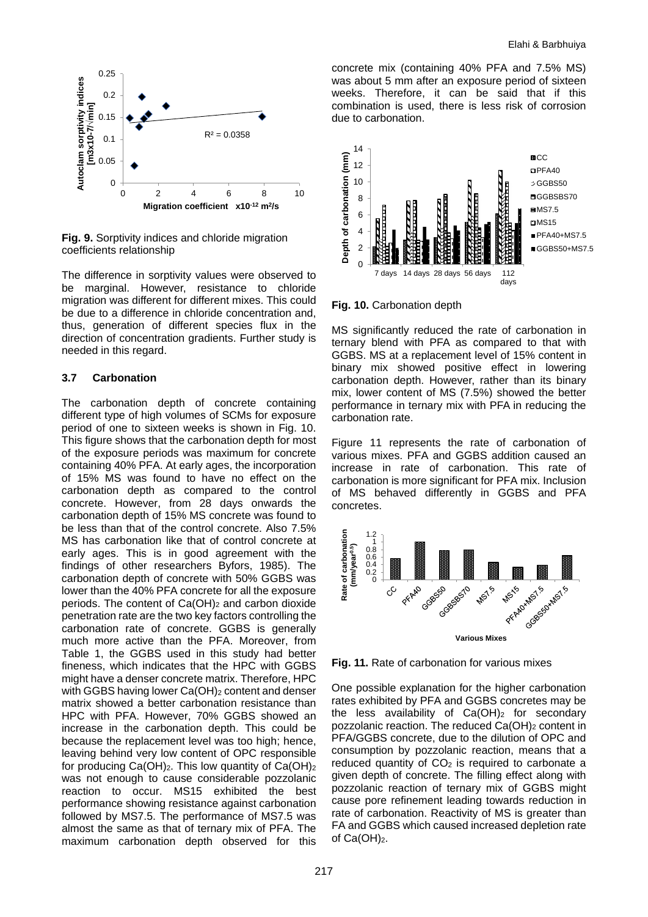**Fig. 9.** Sorptivity indices and chloride migration coefficients relationship

The difference in sorptivity values were observed to be marginal. However, resistance to chloride migration was different for different mixes. This could be due to a difference in chloride concentration and, thus, generation of different species flux in the direction of concentration gradients. Further study is needed in this regard.

### 3.7 Carbonation

The carbonation depth of concrete containing different type of high volumes of SCMs for exposure period of one to sixteen weeks is shown in Fig. 10. This figure shows that the carbonation depth for most of the exposure periods was maximum for concrete containing 40% PFA. At early ages, the incorporation of 15% MS was found to have no effect on the carbonation depth as compared to the control concrete. However, from 28 days onwards the carbonation depth of 15% MS concrete was found to be less than that of the control concrete. Also 7.5% MS has carbonation like that of control concrete at early ages. This is in good agreement with the findings of other researchers Byfors, 1985). The carbonation depth of concrete with 50% GGBS was lower than the 40% PFA concrete for all the exposure periods. The content of $Ca(OH)_2$ and carbon dioxide penetration rate are the two key factors controlling the carbonation rate of concrete. GGBS is generally much more active than the PFA. Moreover, from Table 1, the GGBS used in this study had better fineness, which indicates that the HPC with GGBS might have a denser concrete matrix. Therefore, HPC with GGBS having lower $Ca(OH)_2$ content and denser matrix showed a better carbonation resistance than HPC with PFA. However, 70% GGBS showed an increase in the carbonation depth. This could be because the replacement level was too high; hence, leaving behind very low content of OPC responsible for producing $Ca(OH)_2$. This low quantity of $Ca(OH)_2$ was not enough to cause considerable pozzolanic reaction to occur. MS15 exhibited the best performance showing resistance against carbonation followed by MS7.5. The performance of MS7.5 was almost the same as that of ternary mix of PFA. The maximum carbonation depth observed for this concrete mix (containing 40% PFA and 7.5% MS) was about 5 mm after an exposure period of sixteen weeks. Therefore, it can be said that if this combination is used, there is less risk of corrosion due to carbonation.

**Fig. 10.** Carbonation depth

MS significantly reduced the rate of carbonation in ternary blend with PFA as compared to that with GGBS. MS at a replacement level of 15% content in binary mix showed positive effect in lowering carbonation depth. However, rather than its binary mix, lower content of MS (7.5%) showed the better performance in ternary mix with PFA in reducing the carbonation rate.

Figure 11 represents the rate of carbonation of various mixes. PFA and GGBS addition caused an increase in rate of carbonation. This rate of carbonation is more significant for PFA mix. Inclusion of MS behaved differently in GGBS and PFA concretes.

**Fig. 11.** Rate of carbonation for various mixes

One possible explanation for the higher carbonation rates exhibited by PFA and GGBS concretes may be the less availability of $Ca(OH)_2$ for secondary pozzolanic reaction. The reduced $Ca(OH)_2$ content in PFA/GGBS concrete, due to the dilution of OPC and consumption by pozzolanic reaction, means that a reduced quantity of $CO_2$ is required to carbonate a given depth of concrete. The filling effect along with pozzolanic reaction of ternary mix of GGBS might cause pore refinement leading towards reduction in rate of carbonation. Reactivity of MS is greater than FA and GGBS which caused increased depletion rate of $Ca(OH)_2$.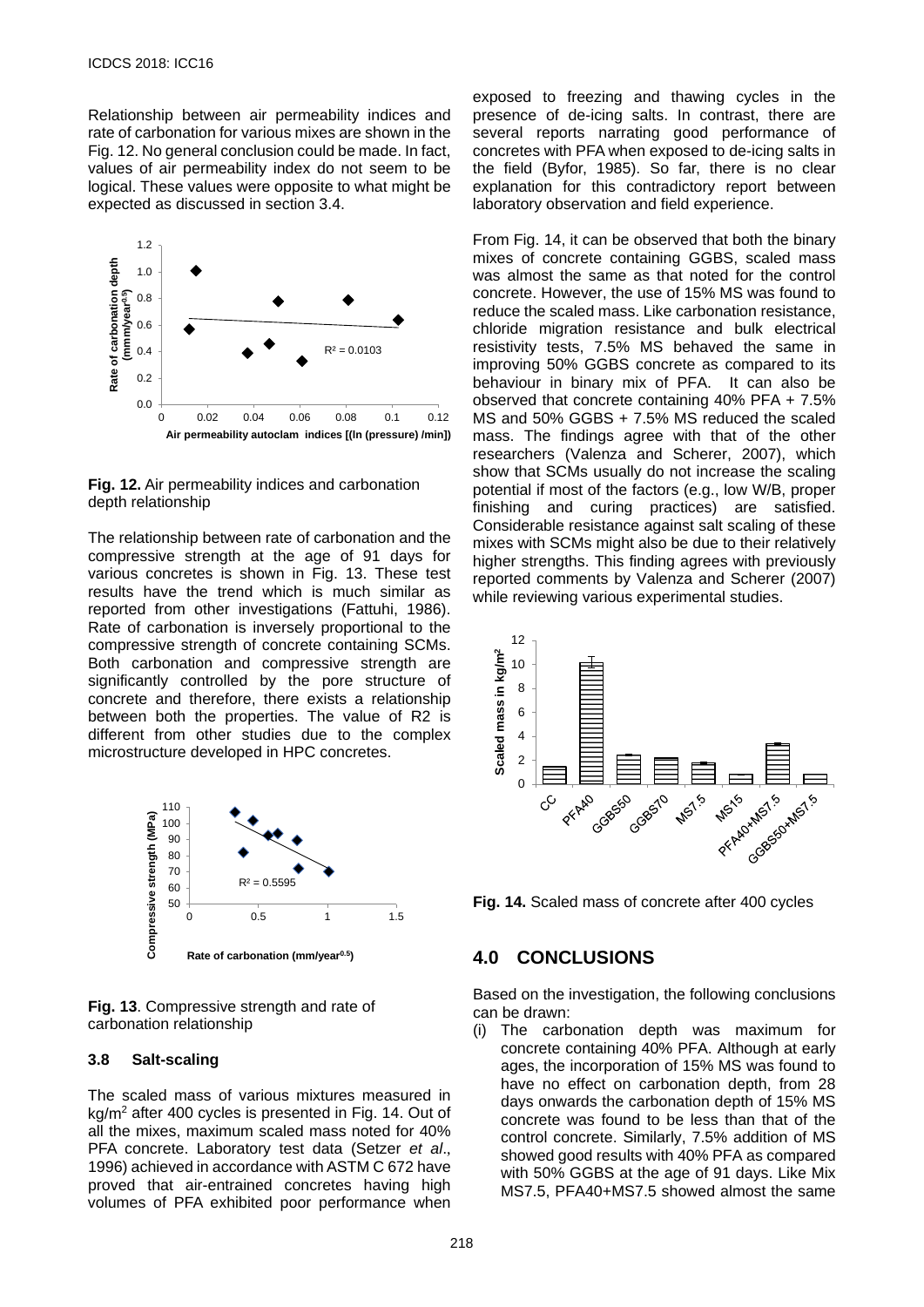Relationship between air permeability indices and rate of carbonation for various mixes are shown in the Fig. 12. No general conclusion could be made. In fact, values of air permeability index do not seem to be logical. These values were opposite to what might be expected as discussed in section 3.4.

**Fig. 12.** Air permeability indices and carbonation depth relationship

The relationship between rate of carbonation and the compressive strength at the age of 91 days for various concretes is shown in Fig. 13. These test results have the trend which is much similar as reported from other investigations (Fattuhi, 1986). Rate of carbonation is inversely proportional to the compressive strength of concrete containing SCMs. Both carbonation and compressive strength are significantly controlled by the pore structure of concrete and therefore, there exists a relationship between both the properties. The value of R2 is different from other studies due to the complex microstructure developed in HPC concretes.

**Fig. 13**. Compressive strength and rate of carbonation relationship

### 3.8 Salt-scaling

The scaled mass of various mixtures measured in kg/m$^2$ after 400 cycles is presented in Fig. 14. Out of all the mixes, maximum scaled mass noted for 40% PFA concrete. Laboratory test data (Setzer *et al*., 1996) achieved in accordance with ASTM C 672 have proved that air-entrained concretes having high volumes of PFA exhibited poor performance when exposed to freezing and thawing cycles in the presence of de-icing salts. In contrast, there are several reports narrating good performance of concretes with PFA when exposed to de-icing salts in the field (Byfor, 1985). So far, there is no clear explanation for this contradictory report between laboratory observation and field experience.

From Fig. 14, it can be observed that both the binary mixes of concrete containing GGBS, scaled mass was almost the same as that noted for the control concrete. However, the use of 15% MS was found to reduce the scaled mass. Like carbonation resistance, chloride migration resistance and bulk electrical resistivity tests, 7.5% MS behaved the same in improving 50% GGBS concrete as compared to its behaviour in binary mix of PFA. It can also be observed that concrete containing 40% PFA + 7.5% MS and 50% GGBS + 7.5% MS reduced the scaled mass. The findings agree with that of the other researchers (Valenza and Scherer, 2007), which show that SCMs usually do not increase the scaling potential if most of the factors (e.g., low W/B, proper finishing and curing practices) are satisfied. Considerable resistance against salt scaling of these mixes with SCMs might also be due to their relatively higher strengths. This finding agrees with previously reported comments by Valenza and Scherer (2007) while reviewing various experimental studies.

**Fig. 14.** Scaled mass of concrete after 400 cycles

## 4.0 CONCLUSIONS

Based on the investigation, the following conclusions can be drawn:

(i) The carbonation depth was maximum for concrete containing 40% PFA. Although at early ages, the incorporation of 15% MS was found to have no effect on carbonation depth, from 28 days onwards the carbonation depth of 15% MS concrete was found to be less than that of the control concrete. Similarly, 7.5% addition of MS showed good results with 40% PFA as compared with 50% GGBS at the age of 91 days. Like Mix MS7.5, PFA40+MS7.5 showed almost the same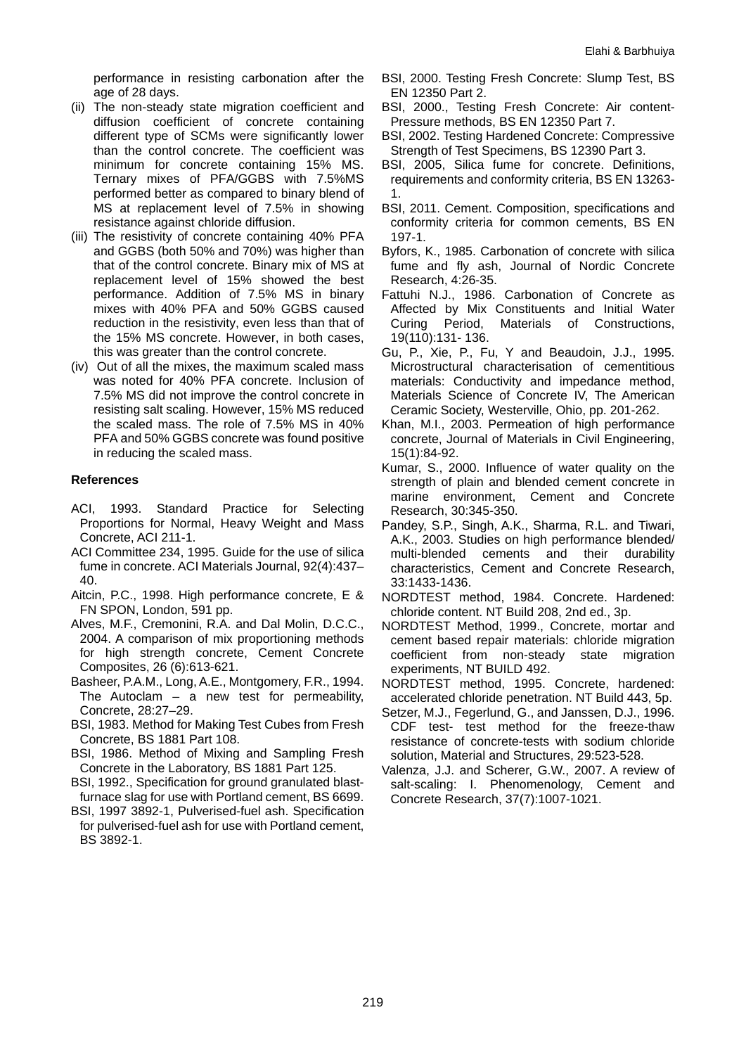performance in resisting carbonation after the age of 28 days.

(ii) The non-steady state migration coefficient and diffusion coefficient of concrete containing different type of SCMs were significantly lower than the control concrete. The coefficient was minimum for concrete containing 15% MS. Ternary mixes of PFA/GGBS with 7.5%MS performed better as compared to binary blend of MS at replacement level of 7.5% in showing resistance against chloride diffusion.

(iii) The resistivity of concrete containing 40% PFA and GGBS (both 50% and 70%) was higher than that of the control concrete. Binary mix of MS at replacement level of 15% showed the best performance. Addition of 7.5% MS in binary mixes with 40% PFA and 50% GGBS caused reduction in the resistivity, even less than that of the 15% MS concrete. However, in both cases, this was greater than the control concrete.

(iv) Out of all the mixes, the maximum scaled mass was noted for 40% PFA concrete. Inclusion of 7.5% MS did not improve the control concrete in resisting salt scaling. However, 15% MS reduced the scaled mass. The role of 7.5% MS in 40% PFA and 50% GGBS concrete was found positive in reducing the scaled mass.

**References**

ACI, 1993. Standard Practice for Selecting Proportions for Normal, Heavy Weight and Mass Concrete, ACI 211-1.

ACI Committee 234, 1995. Guide for the use of silica fume in concrete. ACI Materials Journal, 92(4):437–40.

Aitcin, P.C., 1998. High performance concrete, E & FN SPON, London, 591 pp.

Alves, M.F., Cremonini, R.A. and Dal Molin, D.C.C., 2004. A comparison of mix proportioning methods for high strength concrete, Cement Concrete Composites, 26 (6):613-621.

Basheer, P.A.M., Long, A.E., Montgomery, F.R., 1994. The Autoclam – a new test for permeability, Concrete, 28:27–29.

BSI, 1983. Method for Making Test Cubes from Fresh Concrete, BS 1881 Part 108.

BSI, 1986. Method of Mixing and Sampling Fresh Concrete in the Laboratory, BS 1881 Part 125.

BSI, 1992., Specification for ground granulated blast-furnace slag for use with Portland cement, BS 6699.

BSI, 1997 3892-1, Pulverised-fuel ash. Specification for pulverised-fuel ash for use with Portland cement, BS 3892-1.

BSI, 2000. Testing Fresh Concrete: Slump Test, BS EN 12350 Part 2.

BSI, 2000., Testing Fresh Concrete: Air content-Pressure methods, BS EN 12350 Part 7.

BSI, 2002. Testing Hardened Concrete: Compressive Strength of Test Specimens, BS 12390 Part 3.

BSI, 2005, Silica fume for concrete. Definitions, requirements and conformity criteria, BS EN 13263-1.

BSI, 2011. Cement. Composition, specifications and conformity criteria for common cements, BS EN 197-1.

Byfors, K., 1985. Carbonation of concrete with silica fume and fly ash, Journal of Nordic Concrete Research, 4:26-35.

Fattuhi N.J., 1986. Carbonation of Concrete as Affected by Mix Constituents and Initial Water Curing Period, Materials of Constructions, 19(110):131- 136.

Gu, P., Xie, P., Fu, Y and Beaudoin, J.J., 1995. Microstructural characterisation of cementitious materials: Conductivity and impedance method, Materials Science of Concrete IV, The American Ceramic Society, Westerville, Ohio, pp. 201-262.

Khan, M.I., 2003. Permeation of high performance concrete, Journal of Materials in Civil Engineering, 15(1):84-92.

Kumar, S., 2000. Influence of water quality on the strength of plain and blended cement concrete in marine environment, Cement and Concrete Research, 30:345-350.

Pandey, S.P., Singh, A.K., Sharma, R.L. and Tiwari, A.K., 2003. Studies on high performance blended/ multi-blended cements and their durability characteristics, Cement and Concrete Research, 33:1433-1436.

NORDTEST method, 1984. Concrete. Hardened: chloride content. NT Build 208, 2nd ed., 3p.

NORDTEST Method, 1999., Concrete, mortar and cement based repair materials: chloride migration coefficient from non-steady state migration experiments, NT BUILD 492.

NORDTEST method, 1995. Concrete, hardened: accelerated chloride penetration. NT Build 443, 5p.

Setzer, M.J., Fegerlund, G., and Janssen, D.J., 1996. CDF test- test method for the freeze-thaw resistance of concrete-tests with sodium chloride solution, Material and Structures, 29:523-528.

Valenza, J.J. and Scherer, G.W., 2007. A review of salt-scaling: I. Phenomenology, Cement and Concrete Research, 37(7):1007-1021.